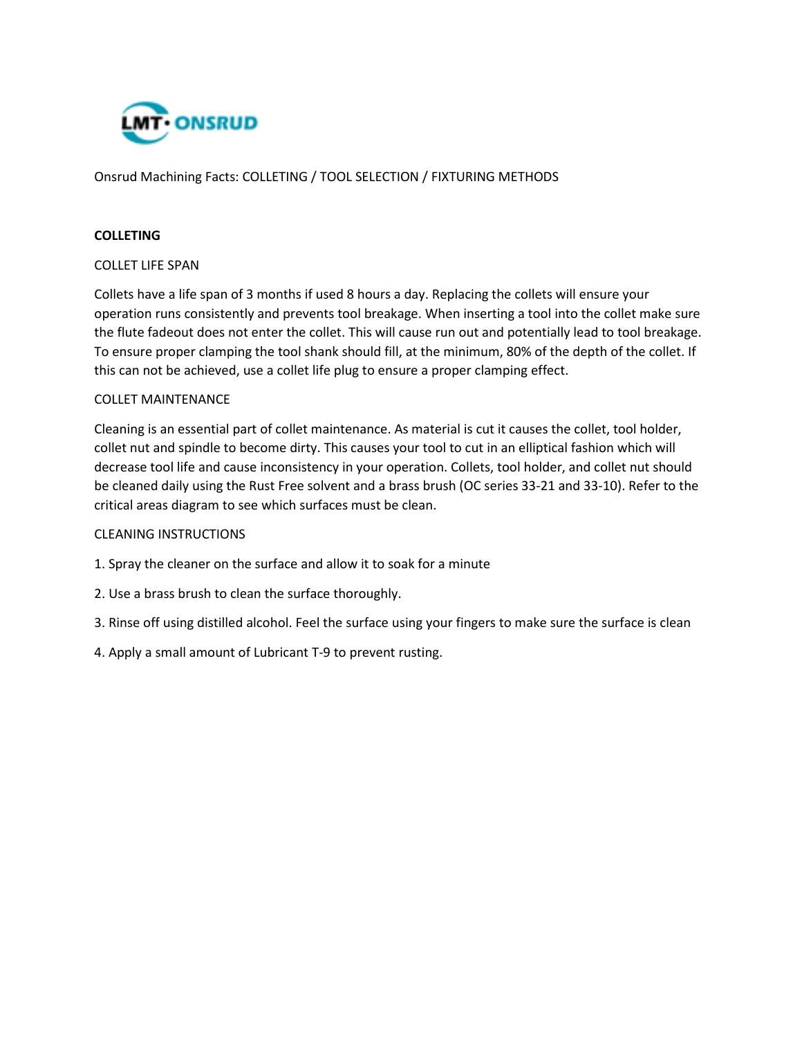LMT· ONSRUD

Onsrud Machining Facts: COLLETING / TOOL SELECTION / FIXTURING METHODS

## COLLETING

### COLLET LIFE SPAN

Collets have a life span of 3 months if used 8 hours a day. Replacing the collets will ensure your operation runs consistently and prevents tool breakage. When inserting a tool into the collet make sure the flute fadeout does not enter the collet. This will cause run out and potentially lead to tool breakage. To ensure proper clamping the tool shank should fill, at the minimum, 80% of the depth of the collet. If this can not be achieved, use a collet life plug to ensure a proper clamping effect.

### COLLET MAINTENANCE

Cleaning is an essential part of collet maintenance. As material is cut it causes the collet, tool holder, collet nut and spindle to become dirty. This causes your tool to cut in an elliptical fashion which will decrease tool life and cause inconsistency in your operation. Collets, tool holder, and collet nut should be cleaned daily using the Rust Free solvent and a brass brush (OC series 33-21 and 33-10). Refer to the critical areas diagram to see which surfaces must be clean.

### CLEANING INSTRUCTIONS

1. Spray the cleaner on the surface and allow it to soak for a minute
2. Use a brass brush to clean the surface thoroughly.
3. Rinse off using distilled alcohol. Feel the surface using your fingers to make sure the surface is clean
4. Apply a small amount of Lubricant T-9 to prevent rusting.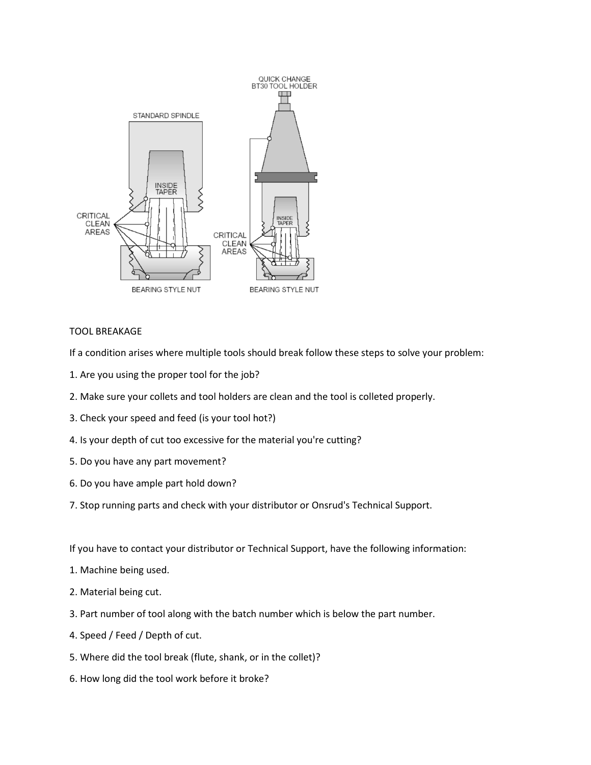TOOL BREAKAGE

If a condition arises where multiple tools should break follow these steps to solve your problem:

1. Are you using the proper tool for the job?
2. Make sure your collets and tool holders are clean and the tool is colleted properly.
3. Check your speed and feed (is your tool hot?)
4. Is your depth of cut too excessive for the material you're cutting?
5. Do you have any part movement?
6. Do you have ample part hold down?
7. Stop running parts and check with your distributor or Onsrud's Technical Support.

If you have to contact your distributor or Technical Support, have the following information:

1. Machine being used.
2. Material being cut.
3. Part number of tool along with the batch number which is below the part number.
4. Speed / Feed / Depth of cut.
5. Where did the tool break (flute, shank, or in the collet)?
6. How long did the tool work before it broke?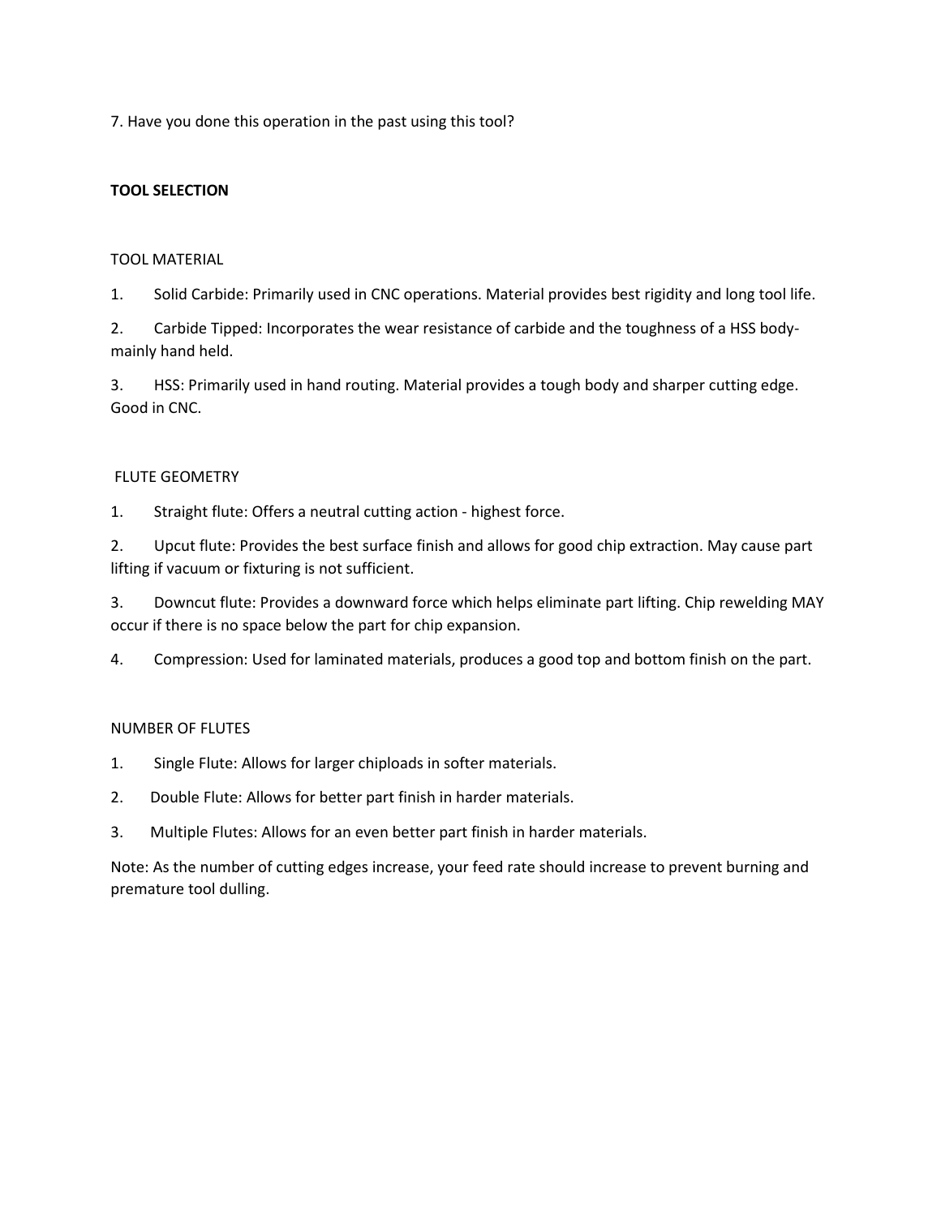7. Have you done this operation in the past using this tool?

## TOOL SELECTION

### TOOL MATERIAL

1. Solid Carbide: Primarily used in CNC operations. Material provides best rigidity and long tool life.
2. Carbide Tipped: Incorporates the wear resistance of carbide and the toughness of a HSS body- mainly hand held.
3. HSS: Primarily used in hand routing. Material provides a tough body and sharper cutting edge. Good in CNC.

### FLUTE GEOMETRY

1. Straight flute: Offers a neutral cutting action - highest force.
2. Upcut flute: Provides the best surface finish and allows for good chip extraction. May cause part lifting if vacuum or fixturing is not sufficient.
3. Downcut flute: Provides a downward force which helps eliminate part lifting. Chip rewelding MAY occur if there is no space below the part for chip expansion.
4. Compression: Used for laminated materials, produces a good top and bottom finish on the part.

### NUMBER OF FLUTES

1. Single Flute: Allows for larger chiploads in softer materials.
2. Double Flute: Allows for better part finish in harder materials.
3. Multiple Flutes: Allows for an even better part finish in harder materials.

Note: As the number of cutting edges increase, your feed rate should increase to prevent burning and premature tool dulling.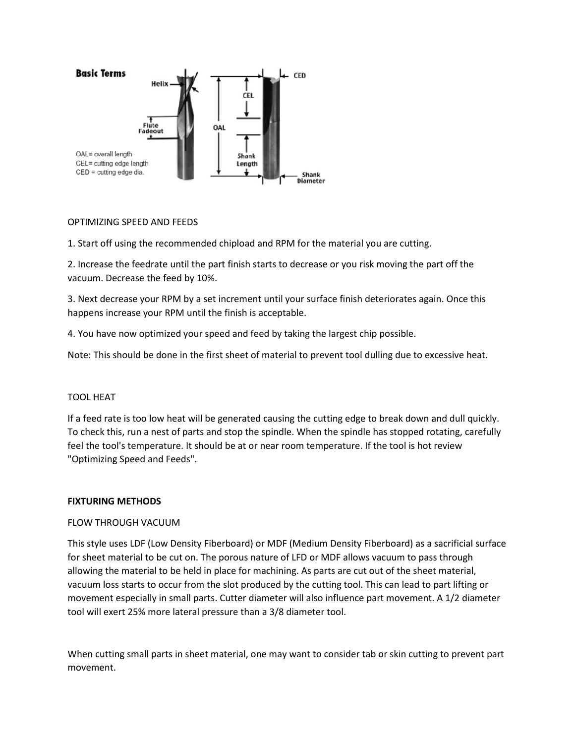**Basic Terms**

OAL= overall length
CEL= cutting edge length
CED = cutting edge dia.

OPTIMIZING SPEED AND FEEDS

1. Start off using the recommended chipload and RPM for the material you are cutting.

2. Increase the feedrate until the part finish starts to decrease or you risk moving the part off the vacuum. Decrease the feed by 10%.

3. Next decrease your RPM by a set increment until your surface finish deteriorates again. Once this happens increase your RPM until the finish is acceptable.

4. You have now optimized your speed and feed by taking the largest chip possible.

Note: This should be done in the first sheet of material to prevent tool dulling due to excessive heat.

TOOL HEAT

If a feed rate is too low heat will be generated causing the cutting edge to break down and dull quickly. To check this, run a nest of parts and stop the spindle. When the spindle has stopped rotating, carefully feel the tool's temperature. It should be at or near room temperature. If the tool is hot review "Optimizing Speed and Feeds".

**FIXTURING METHODS**

FLOW THROUGH VACUUM

This style uses LDF (Low Density Fiberboard) or MDF (Medium Density Fiberboard) as a sacrificial surface for sheet material to be cut on. The porous nature of LFD or MDF allows vacuum to pass through allowing the material to be held in place for machining. As parts are cut out of the sheet material, vacuum loss starts to occur from the slot produced by the cutting tool. This can lead to part lifting or movement especially in small parts. Cutter diameter will also influence part movement. A 1/2 diameter tool will exert 25% more lateral pressure than a 3/8 diameter tool.

When cutting small parts in sheet material, one may want to consider tab or skin cutting to prevent part movement.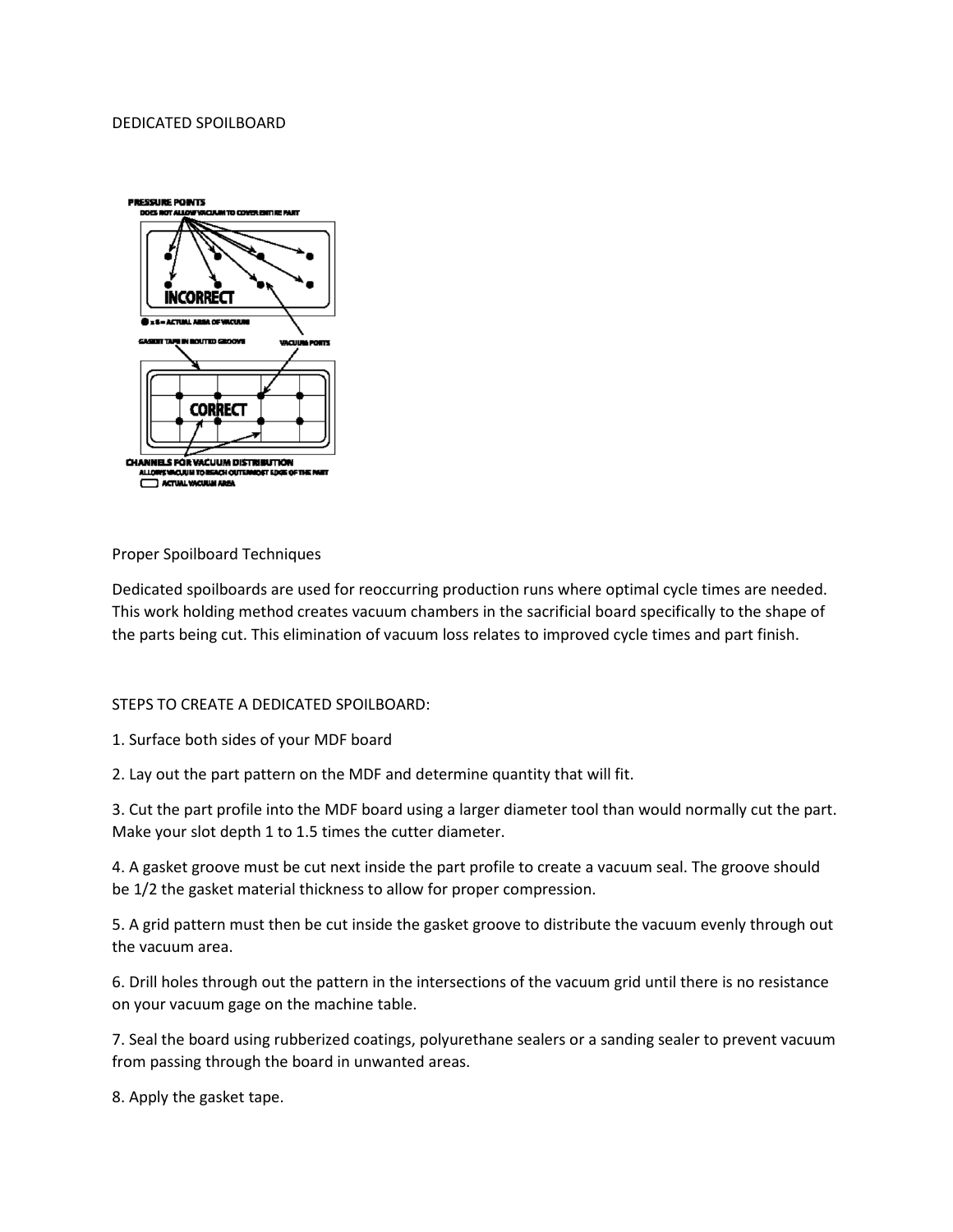DEDICATED SPOILBOARD

Proper Spoilboard Techniques

Dedicated spoilboards are used for reoccurring production runs where optimal cycle times are needed. This work holding method creates vacuum chambers in the sacrificial board specifically to the shape of the parts being cut. This elimination of vacuum loss relates to improved cycle times and part finish.

STEPS TO CREATE A DEDICATED SPOILBOARD:

1. Surface both sides of your MDF board

2. Lay out the part pattern on the MDF and determine quantity that will fit.

3. Cut the part profile into the MDF board using a larger diameter tool than would normally cut the part. Make your slot depth 1 to 1.5 times the cutter diameter.

4. A gasket groove must be cut next inside the part profile to create a vacuum seal. The groove should be 1/2 the gasket material thickness to allow for proper compression.

5. A grid pattern must then be cut inside the gasket groove to distribute the vacuum evenly through out the vacuum area.

6. Drill holes through out the pattern in the intersections of the vacuum grid until there is no resistance on your vacuum gage on the machine table.

7. Seal the board using rubberized coatings, polyurethane sealers or a sanding sealer to prevent vacuum from passing through the board in unwanted areas.

8. Apply the gasket tape.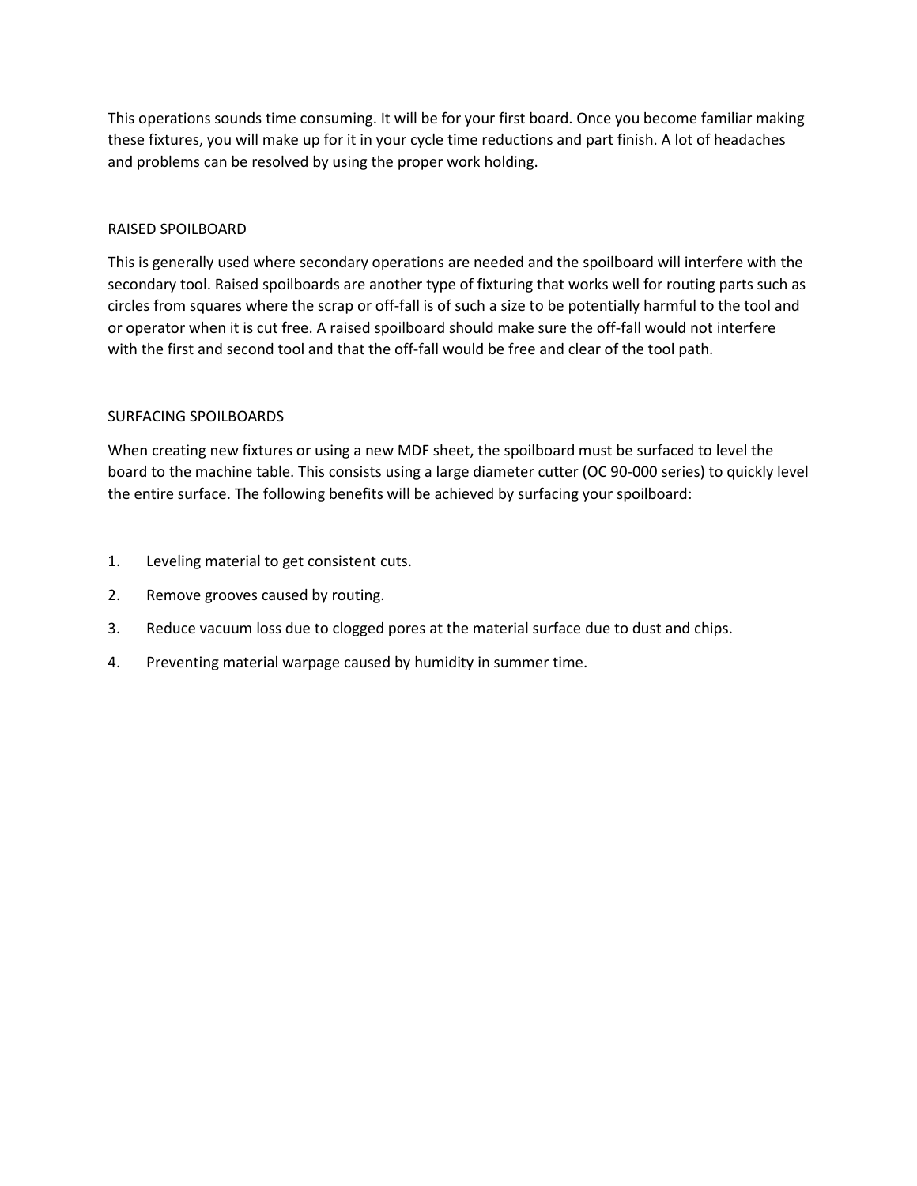This operations sounds time consuming. It will be for your first board. Once you become familiar making these fixtures, you will make up for it in your cycle time reductions and part finish. A lot of headaches and problems can be resolved by using the proper work holding.

## RAISED SPOILBOARD

This is generally used where secondary operations are needed and the spoilboard will interfere with the secondary tool. Raised spoilboards are another type of fixturing that works well for routing parts such as circles from squares where the scrap or off-fall is of such a size to be potentially harmful to the tool and or operator when it is cut free. A raised spoilboard should make sure the off-fall would not interfere with the first and second tool and that the off-fall would be free and clear of the tool path.

## SURFACING SPOILBOARDS

When creating new fixtures or using a new MDF sheet, the spoilboard must be surfaced to level the board to the machine table. This consists using a large diameter cutter (OC 90-000 series) to quickly level the entire surface. The following benefits will be achieved by surfacing your spoilboard:

1. Leveling material to get consistent cuts.
2. Remove grooves caused by routing.
3. Reduce vacuum loss due to clogged pores at the material surface due to dust and chips.
4. Preventing material warpage caused by humidity in summer time.